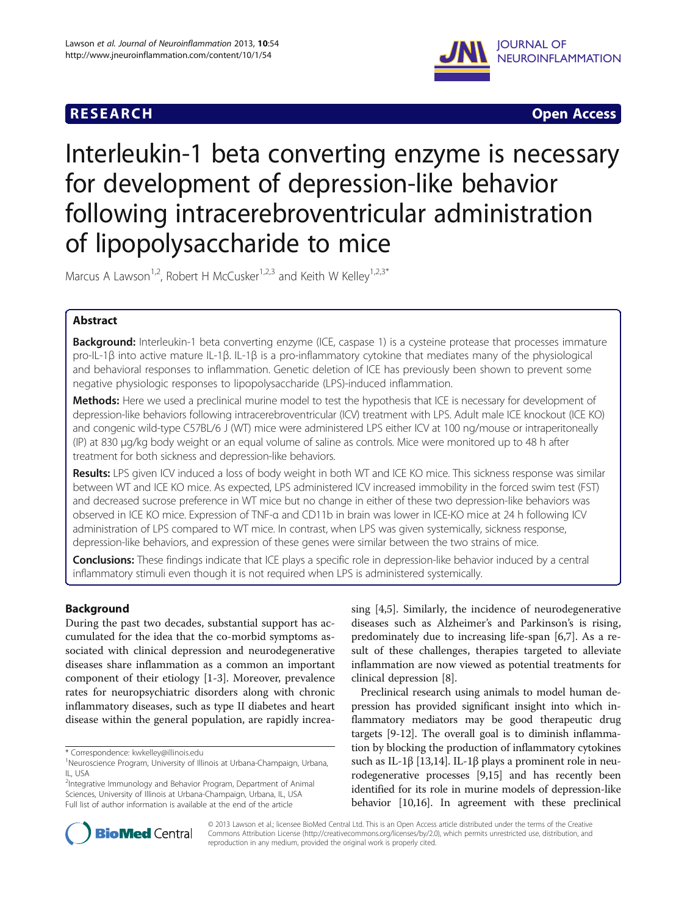**RESEARCH** **Open Access**

# Interleukin-1 beta converting enzyme is necessary for development of depression-like behavior following intracerebroventricular administration of lipopolysaccharide to mice

Marcus A Lawson[1,2], Robert H McCusker[1,2,3] and Keith W Kelley[1,2,3*]

## Abstract

**Background:** Interleukin-1 beta converting enzyme (ICE, caspase 1) is a cysteine protease that processes immature pro-IL-1β into active mature IL-1β. IL-1β is a pro-inflammatory cytokine that mediates many of the physiological and behavioral responses to inflammation. Genetic deletion of ICE has previously been shown to prevent some negative physiologic responses to lipopolysaccharide (LPS)-induced inflammation.

**Methods:** Here we used a preclinical murine model to test the hypothesis that ICE is necessary for development of depression-like behaviors following intracerebroventricular (ICV) treatment with LPS. Adult male ICE knockout (ICE KO) and congenic wild-type C57BL/6 J (WT) mice were administered LPS either ICV at 100 ng/mouse or intraperitoneally (IP) at 830 μg/kg body weight or an equal volume of saline as controls. Mice were monitored up to 48 h after treatment for both sickness and depression-like behaviors.

**Results:** LPS given ICV induced a loss of body weight in both WT and ICE KO mice. This sickness response was similar between WT and ICE KO mice. As expected, LPS administered ICV increased immobility in the forced swim test (FST) and decreased sucrose preference in WT mice but no change in either of these two depression-like behaviors was observed in ICE KO mice. Expression of TNF-α and CD11b in brain was lower in ICE-KO mice at 24 h following ICV administration of LPS compared to WT mice. In contrast, when LPS was given systemically, sickness response, depression-like behaviors, and expression of these genes were similar between the two strains of mice.

**Conclusions:** These findings indicate that ICE plays a specific role in depression-like behavior induced by a central inflammatory stimuli even though it is not required when LPS is administered systemically.

## Background

During the past two decades, substantial support has accumulated for the idea that the co-morbid symptoms associated with clinical depression and neurodegenerative diseases share inflammation as a common an important component of their etiology [1-3]. Moreover, prevalence rates for neuropsychiatric disorders along with chronic inflammatory diseases, such as type II diabetes and heart disease within the general population, are rapidly increasing [4,5]. Similarly, the incidence of neurodegenerative diseases such as Alzheimer's and Parkinson's is rising, predominately due to increasing life-span [6,7]. As a result of these challenges, therapies targeted to alleviate inflammation are now viewed as potential treatments for clinical depression [8].

Preclinical research using animals to model human depression has provided significant insight into which inflammatory mediators may be good therapeutic drug targets [9-12]. The overall goal is to diminish inflammation by blocking the production of inflammatory cytokines such as IL-1β [13,14]. IL-1β plays a prominent role in neurodegenerative processes [9,15] and has recently been identified for its role in murine models of depression-like behavior [10,16]. In agreement with these preclinical

\* Correspondence: kwkelley@illinois.edu

[1]Neuroscience Program, University of Illinois at Urbana-Champaign, Urbana, IL, USA

[2]Integrative Immunology and Behavior Program, Department of Animal Sciences, University of Illinois at Urbana-Champaign, Urbana, IL, USA

Full list of author information is available at the end of the article

© 2013 Lawson et al.; licensee BioMed Central Ltd. This is an Open Access article distributed under the terms of the Creative Commons Attribution License (http://creativecommons.org/licenses/by/2.0), which permits unrestricted use, distribution, and reproduction in any medium, provided the original work is properly cited.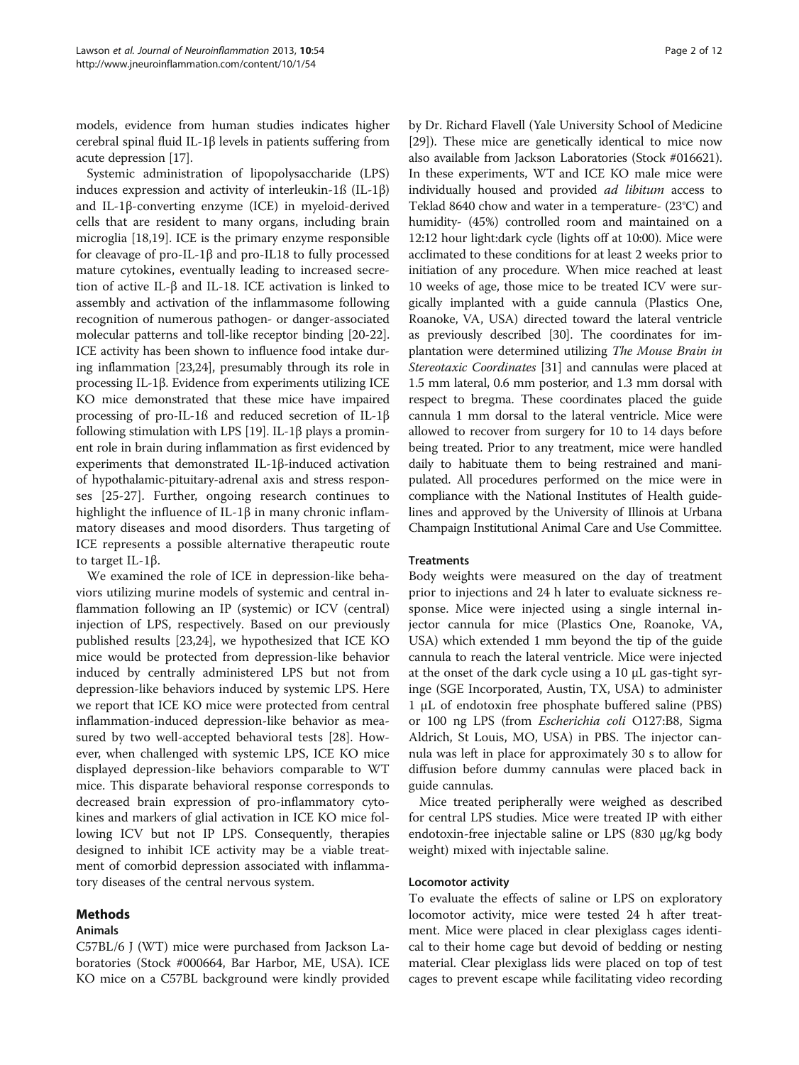models, evidence from human studies indicates higher cerebral spinal fluid IL-1β levels in patients suffering from acute depression [17].

Systemic administration of lipopolysaccharide (LPS) induces expression and activity of interleukin-1ß (IL-1β) and IL-1β-converting enzyme (ICE) in myeloid-derived cells that are resident to many organs, including brain microglia [18,19]. ICE is the primary enzyme responsible for cleavage of pro-IL-1β and pro-IL18 to fully processed mature cytokines, eventually leading to increased secretion of active IL-β and IL-18. ICE activation is linked to assembly and activation of the inflammasome following recognition of numerous pathogen- or danger-associated molecular patterns and toll-like receptor binding [20-22]. ICE activity has been shown to influence food intake during inflammation [23,24], presumably through its role in processing IL-1β. Evidence from experiments utilizing ICE KO mice demonstrated that these mice have impaired processing of pro-IL-1ß and reduced secretion of IL-1β following stimulation with LPS [19]. IL-1β plays a prominent role in brain during inflammation as first evidenced by experiments that demonstrated IL-1β-induced activation of hypothalamic-pituitary-adrenal axis and stress responses [25-27]. Further, ongoing research continues to highlight the influence of IL-1β in many chronic inflammatory diseases and mood disorders. Thus targeting of ICE represents a possible alternative therapeutic route to target IL-1β.

We examined the role of ICE in depression-like behaviors utilizing murine models of systemic and central inflammation following an IP (systemic) or ICV (central) injection of LPS, respectively. Based on our previously published results [23,24], we hypothesized that ICE KO mice would be protected from depression-like behavior induced by centrally administered LPS but not from depression-like behaviors induced by systemic LPS. Here we report that ICE KO mice were protected from central inflammation-induced depression-like behavior as measured by two well-accepted behavioral tests [28]. However, when challenged with systemic LPS, ICE KO mice displayed depression-like behaviors comparable to WT mice. This disparate behavioral response corresponds to decreased brain expression of pro-inflammatory cytokines and markers of glial activation in ICE KO mice following ICV but not IP LPS. Consequently, therapies designed to inhibit ICE activity may be a viable treatment of comorbid depression associated with inflammatory diseases of the central nervous system.

## Methods

### Animals

C57BL/6 J (WT) mice were purchased from Jackson Laboratories (Stock #000664, Bar Harbor, ME, USA). ICE KO mice on a C57BL background were kindly provided by Dr. Richard Flavell (Yale University School of Medicine [29]). These mice are genetically identical to mice now also available from Jackson Laboratories (Stock #016621). In these experiments, WT and ICE KO male mice were individually housed and provided *ad libitum* access to Teklad 8640 chow and water in a temperature- (23°C) and humidity- (45%) controlled room and maintained on a 12:12 hour light:dark cycle (lights off at 10:00). Mice were acclimated to these conditions for at least 2 weeks prior to initiation of any procedure. When mice reached at least 10 weeks of age, those mice to be treated ICV were surgically implanted with a guide cannula (Plastics One, Roanoke, VA, USA) directed toward the lateral ventricle as previously described [30]. The coordinates for implantation were determined utilizing *The Mouse Brain in Stereotaxic Coordinates* [31] and cannulas were placed at 1.5 mm lateral, 0.6 mm posterior, and 1.3 mm dorsal with respect to bregma. These coordinates placed the guide cannula 1 mm dorsal to the lateral ventricle. Mice were allowed to recover from surgery for 10 to 14 days before being treated. Prior to any treatment, mice were handled daily to habituate them to being restrained and manipulated. All procedures performed on the mice were in compliance with the National Institutes of Health guidelines and approved by the University of Illinois at Urbana Champaign Institutional Animal Care and Use Committee.

### Treatments

Body weights were measured on the day of treatment prior to injections and 24 h later to evaluate sickness response. Mice were injected using a single internal injector cannula for mice (Plastics One, Roanoke, VA, USA) which extended 1 mm beyond the tip of the guide cannula to reach the lateral ventricle. Mice were injected at the onset of the dark cycle using a 10 μL gas-tight syringe (SGE Incorporated, Austin, TX, USA) to administer 1 μL of endotoxin free phosphate buffered saline (PBS) or 100 ng LPS (from *Escherichia coli* O127:B8, Sigma Aldrich, St Louis, MO, USA) in PBS. The injector cannula was left in place for approximately 30 s to allow for diffusion before dummy cannulas were placed back in guide cannulas.

Mice treated peripherally were weighed as described for central LPS studies. Mice were treated IP with either endotoxin-free injectable saline or LPS (830 μg/kg body weight) mixed with injectable saline.

### Locomotor activity

To evaluate the effects of saline or LPS on exploratory locomotor activity, mice were tested 24 h after treatment. Mice were placed in clear plexiglass cages identical to their home cage but devoid of bedding or nesting material. Clear plexiglass lids were placed on top of test cages to prevent escape while facilitating video recording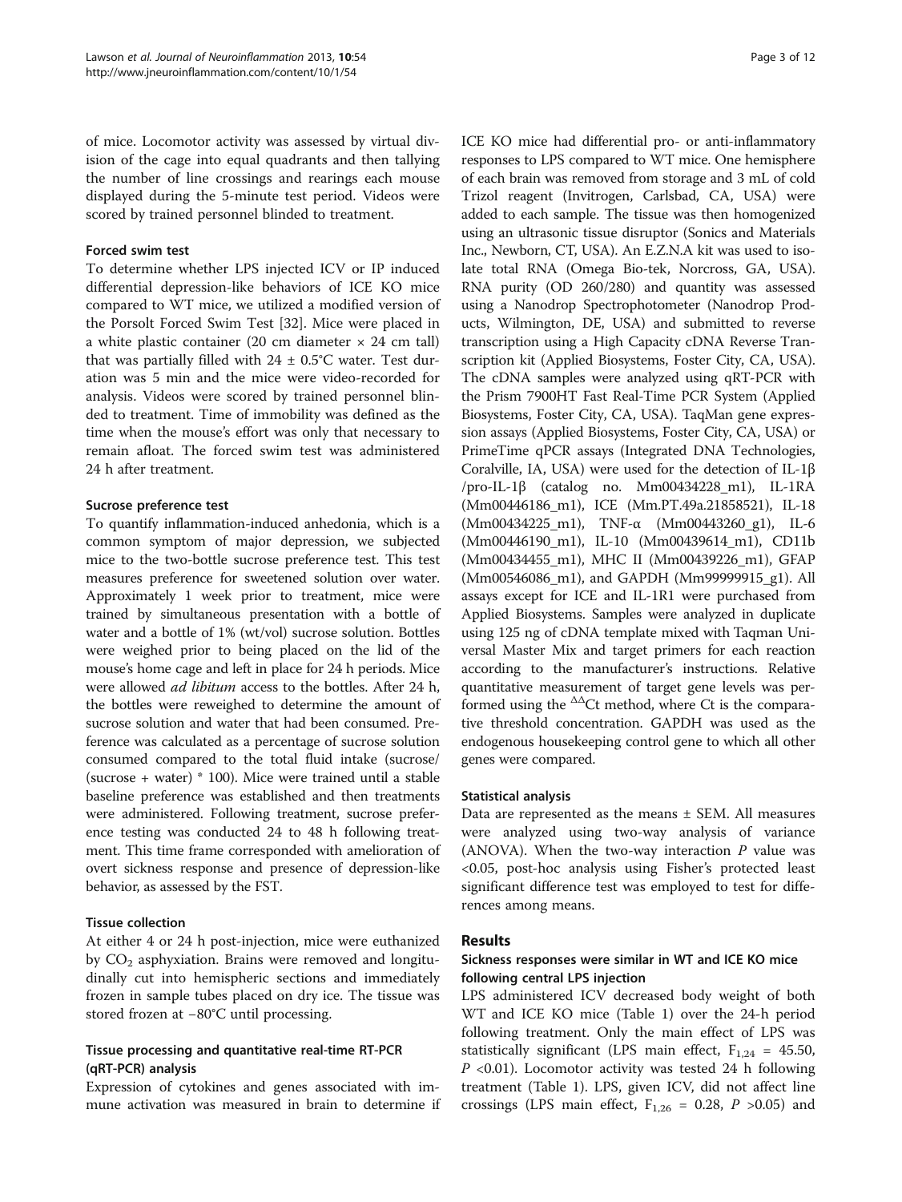of mice. Locomotor activity was assessed by virtual division of the cage into equal quadrants and then tallying the number of line crossings and rearings each mouse displayed during the 5-minute test period. Videos were scored by trained personnel blinded to treatment.

#### Forced swim test

To determine whether LPS injected ICV or IP induced differential depression-like behaviors of ICE KO mice compared to WT mice, we utilized a modified version of the Porsolt Forced Swim Test [32]. Mice were placed in a white plastic container (20 cm diameter × 24 cm tall) that was partially filled with 24 ± 0.5°C water. Test duration was 5 min and the mice were video-recorded for analysis. Videos were scored by trained personnel blinded to treatment. Time of immobility was defined as the time when the mouse's effort was only that necessary to remain afloat. The forced swim test was administered 24 h after treatment.

#### Sucrose preference test

To quantify inflammation-induced anhedonia, which is a common symptom of major depression, we subjected mice to the two-bottle sucrose preference test. This test measures preference for sweetened solution over water. Approximately 1 week prior to treatment, mice were trained by simultaneous presentation with a bottle of water and a bottle of 1% (wt/vol) sucrose solution. Bottles were weighed prior to being placed on the lid of the mouse's home cage and left in place for 24 h periods. Mice were allowed *ad libitum* access to the bottles. After 24 h, the bottles were reweighed to determine the amount of sucrose solution and water that had been consumed. Preference was calculated as a percentage of sucrose solution consumed compared to the total fluid intake (sucrose/(sucrose + water) * 100). Mice were trained until a stable baseline preference was established and then treatments were administered. Following treatment, sucrose preference testing was conducted 24 to 48 h following treatment. This time frame corresponded with amelioration of overt sickness response and presence of depression-like behavior, as assessed by the FST.

#### Tissue collection

At either 4 or 24 h post-injection, mice were euthanized by $CO_2$ asphyxiation. Brains were removed and longitudinally cut into hemispheric sections and immediately frozen in sample tubes placed on dry ice. The tissue was stored frozen at −80°C until processing.

#### Tissue processing and quantitative real-time RT-PCR (qRT-PCR) analysis

Expression of cytokines and genes associated with immune activation was measured in brain to determine if ICE KO mice had differential pro- or anti-inflammatory responses to LPS compared to WT mice. One hemisphere of each brain was removed from storage and 3 mL of cold Trizol reagent (Invitrogen, Carlsbad, CA, USA) were added to each sample. The tissue was then homogenized using an ultrasonic tissue disruptor (Sonics and Materials Inc., Newborn, CT, USA). An E.Z.N.A kit was used to isolate total RNA (Omega Bio-tek, Norcross, GA, USA). RNA purity (OD 260/280) and quantity was assessed using a Nanodrop Spectrophotometer (Nanodrop Products, Wilmington, DE, USA) and submitted to reverse transcription using a High Capacity cDNA Reverse Transcription kit (Applied Biosystems, Foster City, CA, USA). The cDNA samples were analyzed using qRT-PCR with the Prism 7900HT Fast Real-Time PCR System (Applied Biosystems, Foster City, CA, USA). TaqMan gene expression assays (Applied Biosystems, Foster City, CA, USA) or PrimeTime qPCR assays (Integrated DNA Technologies, Coralville, IA, USA) were used for the detection of IL-1β /pro-IL-1β (catalog no. Mm00434228_m1), IL-1RA (Mm00446186_m1), ICE (Mm.PT.49a.21858521), IL-18 (Mm00434225_m1), TNF-α (Mm00443260_g1), IL-6 (Mm00446190_m1), IL-10 (Mm00439614_m1), CD11b (Mm00434455_m1), MHC II (Mm00439226_m1), GFAP (Mm00546086_m1), and GAPDH (Mm99999915_g1). All assays except for ICE and IL-1R1 were purchased from Applied Biosystems. Samples were analyzed in duplicate using 125 ng of cDNA template mixed with Taqman Universal Master Mix and target primers for each reaction according to the manufacturer's instructions. Relative quantitative measurement of target gene levels was performed using the $^{\Delta\Delta}$Ct method, where Ct is the comparative threshold concentration. GAPDH was used as the endogenous housekeeping control gene to which all other genes were compared.

#### Statistical analysis

Data are represented as the means ± SEM. All measures were analyzed using two-way analysis of variance (ANOVA). When the two-way interaction $P$ value was <0.05, post-hoc analysis using Fisher's protected least significant difference test was employed to test for differences among means.

## Results

### Sickness responses were similar in WT and ICE KO mice following central LPS injection

LPS administered ICV decreased body weight of both WT and ICE KO mice (Table 1) over the 24-h period following treatment. Only the main effect of LPS was statistically significant (LPS main effect, $F_{1,24} = 45.50$, $P < 0.01$). Locomotor activity was tested 24 h following treatment (Table 1). LPS, given ICV, did not affect line crossings (LPS main effect, $F_{1,26} = 0.28$, $P > 0.05$) and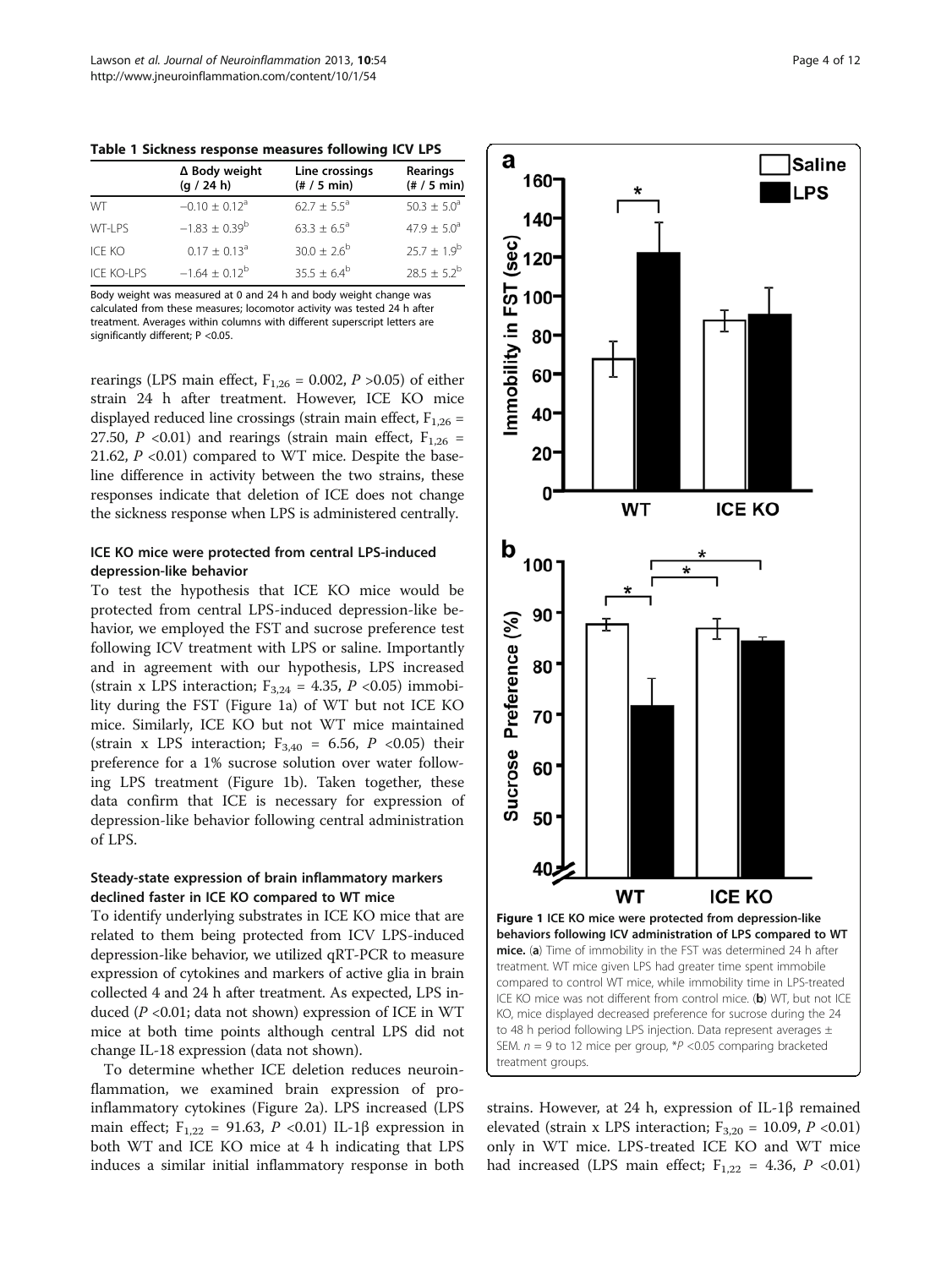**Table 1 Sickness response measures following ICV LPS**

| | Δ Body weight (g / 24 h) | Line crossings (# / 5 min) | Rearings (# / 5 min) |
|---|---|---|---|
| WT | $-0.10 \pm 0.12^{a}$ | $62.7 \pm 5.5^{a}$ | $50.3 \pm 5.0^{a}$ |
| WT-LPS | $-1.83 \pm 0.39^{b}$ | $63.3 \pm 6.5^{a}$ | $47.9 \pm 5.0^{a}$ |
| ICE KO | $0.17 \pm 0.13^{a}$ | $30.0 \pm 2.6^{b}$ | $25.7 \pm 1.9^{b}$ |
| ICE KO-LPS | $-1.64 \pm 0.12^{b}$ | $35.5 \pm 6.4^{b}$ | $28.5 \pm 5.2^{b}$ |

Body weight was measured at 0 and 24 h and body weight change was calculated from these measures; locomotor activity was tested 24 h after treatment. Averages within columns with different superscript letters are significantly different; P <0.05.

rearings (LPS main effect, $F_{1,26} = 0.002$, $P > 0.05$) of either strain 24 h after treatment. However, ICE KO mice displayed reduced line crossings (strain main effect, $F_{1,26} = 27.50$, $P < 0.01$) and rearings (strain main effect, $F_{1,26} = 21.62$, $P < 0.01$) compared to WT mice. Despite the baseline difference in activity between the two strains, these responses indicate that deletion of ICE does not change the sickness response when LPS is administered centrally.

### ICE KO mice were protected from central LPS-induced depression-like behavior

To test the hypothesis that ICE KO mice would be protected from central LPS-induced depression-like behavior, we employed the FST and sucrose preference test following ICV treatment with LPS or saline. Importantly and in agreement with our hypothesis, LPS increased (strain x LPS interaction; $F_{3,24} = 4.35$, $P < 0.05$) immobility during the FST (Figure 1a) of WT but not ICE KO mice. Similarly, ICE KO but not WT mice maintained (strain x LPS interaction; $F_{3,40} = 6.56$, $P < 0.05$) their preference for a 1% sucrose solution over water following LPS treatment (Figure 1b). Taken together, these data confirm that ICE is necessary for expression of depression-like behavior following central administration of LPS.

### Steady-state expression of brain inflammatory markers declined faster in ICE KO compared to WT mice

To identify underlying substrates in ICE KO mice that are related to them being protected from ICV LPS-induced depression-like behavior, we utilized qRT-PCR to measure expression of cytokines and markers of active glia in brain collected 4 and 24 h after treatment. As expected, LPS induced ($P < 0.01$; data not shown) expression of ICE in WT mice at both time points although central LPS did not change IL-18 expression (data not shown).

To determine whether ICE deletion reduces neuroinflammation, we examined brain expression of pro-inflammatory cytokines (Figure 2a). LPS increased (LPS main effect; $F_{1,22} = 91.63$, $P < 0.01$) IL-1β expression in both WT and ICE KO mice at 4 h indicating that LPS induces a similar initial inflammatory response in both strains. However, at 24 h, expression of IL-1β remained elevated (strain x LPS interaction; $F_{3,20} = 10.09$, $P < 0.01$) only in WT mice. LPS-treated ICE KO and WT mice had increased (LPS main effect; $F_{1,22} = 4.36$, $P < 0.01$)

a
Saline
LPS
Immobility in FST (sec)
160
140
120
100
80
60
40
20
0
*
WT
ICE KO

b
Sucrose Preference (%)
100
90
80
70
60
50
40
*
*
*
WT
ICE KO

**Figure 1 ICE KO mice were protected from depression-like behaviors following ICV administration of LPS compared to WT mice.** (**a**) Time of immobility in the FST was determined 24 h after treatment. WT mice given LPS had greater time spent immobile compared to control WT mice, while immobility time in LPS-treated ICE KO mice was not different from control mice. (**b**) WT, but not ICE KO, mice displayed decreased preference for sucrose during the 24 to 48 h period following LPS injection. Data represent averages ± SEM. n = 9 to 12 mice per group, *P <0.05 comparing bracketed treatment groups.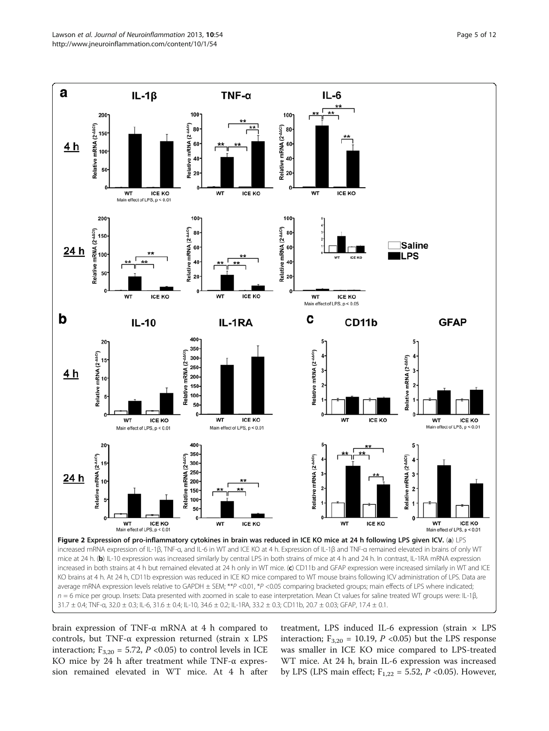**Figure 2 Expression of pro-inflammatory cytokines in brain was reduced in ICE KO mice at 24 h following LPS given ICV.** (**a**) LPS increased mRNA expression of IL-1β, TNF-α, and IL-6 in WT and ICE KO at 4 h. Expression of IL-1β and TNF-α remained elevated in brains of only WT mice at 24 h. (**b**) IL-10 expression was increased similarly by central LPS in both strains of mice at 4 h and 24 h. In contrast, IL-1RA mRNA expression increased in both strains at 4 h but remained elevated at 24 h only in WT mice. (**c**) CD11b and GFAP expression were increased similarly in WT and ICE KO brains at 4 h. At 24 h, CD11b expression was reduced in ICE KO mice compared to WT mouse brains following ICV administration of LPS. Data are average mRNA expression levels relative to GAPDH ± SEM; \*\**P* <0.01, \**P* <0.05 comparing bracketed groups; main effects of LPS where indicated; *n* = 6 mice per group. Insets: Data presented with zoomed in scale to ease interpretation. Mean Ct values for saline treated WT groups were: IL-1β, 31.7 ± 0.4; TNF-α, 32.0 ± 0.3; IL-6, 31.6 ± 0.4; IL-10, 34.6 ± 0.2; IL-1RA, 33.2 ± 0.3; CD11b, 20.7 ± 0.03; GFAP, 17.4 ± 0.1.

brain expression of TNF-α mRNA at 4 h compared to controls, but TNF-α expression returned (strain x LPS interaction; $F_{3,20}$ = 5.72, $P$ <0.05) to control levels in ICE KO mice by 24 h after treatment while TNF-α expression remained elevated in WT mice. At 4 h after treatment, LPS induced IL-6 expression (strain × LPS interaction; $F_{3,20}$ = 10.19, $P$ <0.05) but the LPS response was smaller in ICE KO mice compared to LPS-treated WT mice. At 24 h, brain IL-6 expression was increased by LPS (LPS main effect; $F_{1,22}$ = 5.52, $P$ <0.05). However,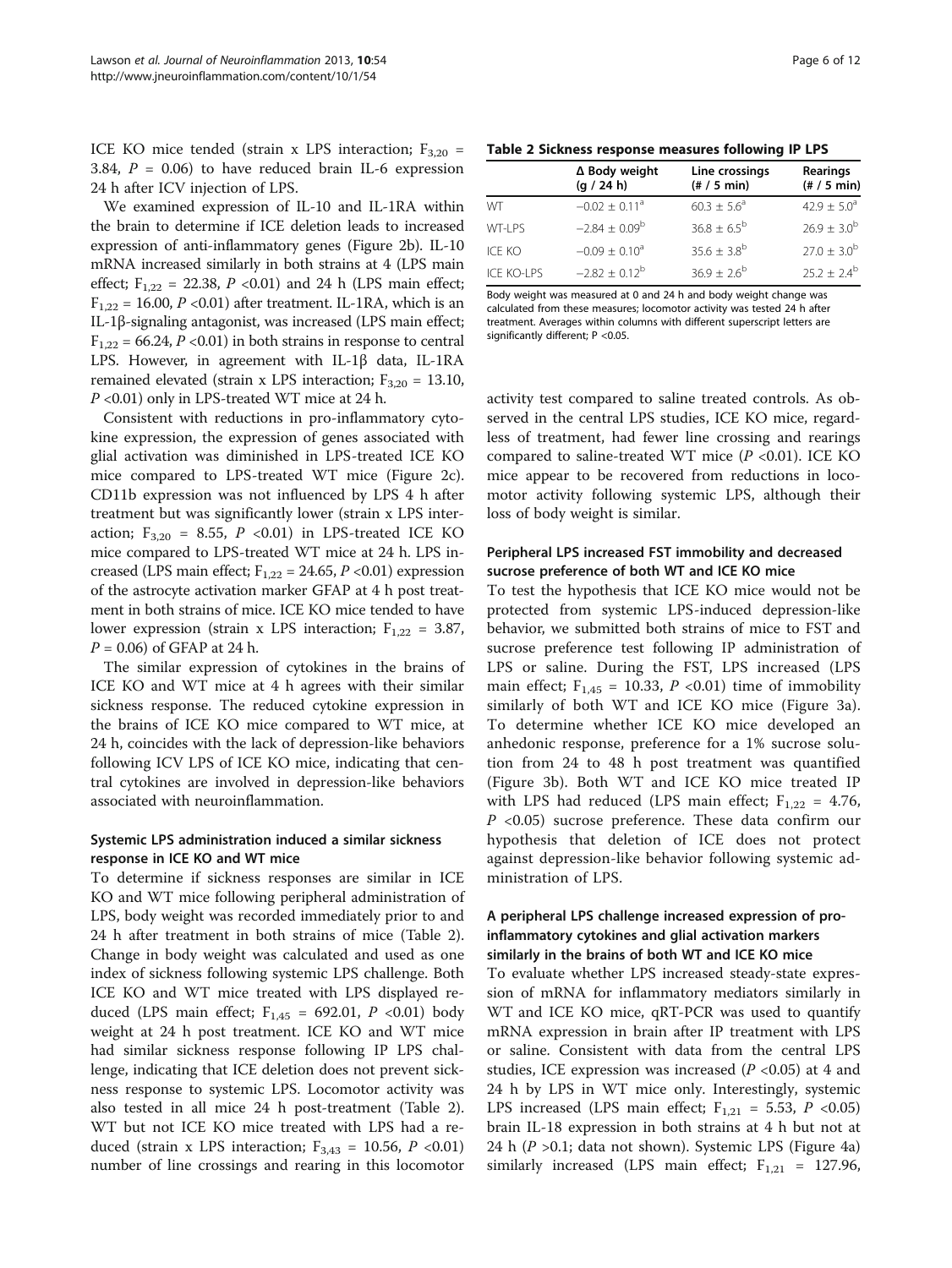ICE KO mice tended (strain x LPS interaction; $F_{3,20}$ = 3.84, $P$ = 0.06) to have reduced brain IL-6 expression 24 h after ICV injection of LPS.

We examined expression of IL-10 and IL-1RA within the brain to determine if ICE deletion leads to increased expression of anti-inflammatory genes (Figure 2b). IL-10 mRNA increased similarly in both strains at 4 (LPS main effect; $F_{1,22}$ = 22.38, $P$ <0.01) and 24 h (LPS main effect; $F_{1,22}$ = 16.00, $P$ <0.01) after treatment. IL-1RA, which is an IL-1β-signaling antagonist, was increased (LPS main effect; $F_{1,22}$ = 66.24, $P$ <0.01) in both strains in response to central LPS. However, in agreement with IL-1β data, IL-1RA remained elevated (strain x LPS interaction; $F_{3,20}$ = 13.10, $P$ <0.01) only in LPS-treated WT mice at 24 h.

Consistent with reductions in pro-inflammatory cytokine expression, the expression of genes associated with glial activation was diminished in LPS-treated ICE KO mice compared to LPS-treated WT mice (Figure 2c). CD11b expression was not influenced by LPS 4 h after treatment but was significantly lower (strain x LPS interaction; $F_{3,20}$ = 8.55, $P$ <0.01) in LPS-treated ICE KO mice compared to LPS-treated WT mice at 24 h. LPS increased (LPS main effect; $F_{1,22}$ = 24.65, $P$ <0.01) expression of the astrocyte activation marker GFAP at 4 h post treatment in both strains of mice. ICE KO mice tended to have lower expression (strain x LPS interaction; $F_{1,22}$ = 3.87, $P$ = 0.06) of GFAP at 24 h.

The similar expression of cytokines in the brains of ICE KO and WT mice at 4 h agrees with their similar sickness response. The reduced cytokine expression in the brains of ICE KO mice compared to WT mice, at 24 h, coincides with the lack of depression-like behaviors following ICV LPS of ICE KO mice, indicating that central cytokines are involved in depression-like behaviors associated with neuroinflammation.

### Systemic LPS administration induced a similar sickness response in ICE KO and WT mice

To determine if sickness responses are similar in ICE KO and WT mice following peripheral administration of LPS, body weight was recorded immediately prior to and 24 h after treatment in both strains of mice (Table 2). Change in body weight was calculated and used as one index of sickness following systemic LPS challenge. Both ICE KO and WT mice treated with LPS displayed reduced (LPS main effect; $F_{1,45}$ = 692.01, $P$ <0.01) body weight at 24 h post treatment. ICE KO and WT mice had similar sickness response following IP LPS challenge, indicating that ICE deletion does not prevent sickness response to systemic LPS. Locomotor activity was also tested in all mice 24 h post-treatment (Table 2). WT but not ICE KO mice treated with LPS had a reduced (strain x LPS interaction; $F_{3,43}$ = 10.56, $P$ <0.01) number of line crossings and rearing in this locomotor activity test compared to saline treated controls. As observed in the central LPS studies, ICE KO mice, regardless of treatment, had fewer line crossing and rearings compared to saline-treated WT mice ($P$ <0.01). ICE KO mice appear to be recovered from reductions in locomotor activity following systemic LPS, although their loss of body weight is similar.

**Table 2 Sickness response measures following IP LPS**

| | Δ Body weight (g / 24 h) | Line crossings (# / 5 min) | Rearings (# / 5 min) |
|---|---|---|---|
| WT | $-0.02 \pm 0.11^a$ | $60.3 \pm 5.6^a$ | $42.9 \pm 5.0^a$ |
| WT-LPS | $-2.84 \pm 0.09^b$ | $36.8 \pm 6.5^b$ | $26.9 \pm 3.0^b$ |
| ICE KO | $-0.09 \pm 0.10^a$ | $35.6 \pm 3.8^b$ | $27.0 \pm 3.0^b$ |
| ICE KO-LPS | $-2.82 \pm 0.12^b$ | $36.9 \pm 2.6^b$ | $25.2 \pm 2.4^b$ |

Body weight was measured at 0 and 24 h and body weight change was calculated from these measures; locomotor activity was tested 24 h after treatment. Averages within columns with different superscript letters are significantly different; P <0.05.

### Peripheral LPS increased FST immobility and decreased sucrose preference of both WT and ICE KO mice

To test the hypothesis that ICE KO mice would not be protected from systemic LPS-induced depression-like behavior, we submitted both strains of mice to FST and sucrose preference test following IP administration of LPS or saline. During the FST, LPS increased (LPS main effect; $F_{1,45}$ = 10.33, $P$ <0.01) time of immobility similarly of both WT and ICE KO mice (Figure 3a). To determine whether ICE KO mice developed an anhedonic response, preference for a 1% sucrose solution from 24 to 48 h post treatment was quantified (Figure 3b). Both WT and ICE KO mice treated IP with LPS had reduced (LPS main effect; $F_{1,22}$ = 4.76, $P$ <0.05) sucrose preference. These data confirm our hypothesis that deletion of ICE does not protect against depression-like behavior following systemic administration of LPS.

### A peripheral LPS challenge increased expression of pro-inflammatory cytokines and glial activation markers similarly in the brains of both WT and ICE KO mice

To evaluate whether LPS increased steady-state expression of mRNA for inflammatory mediators similarly in WT and ICE KO mice, qRT-PCR was used to quantify mRNA expression in brain after IP treatment with LPS or saline. Consistent with data from the central LPS studies, ICE expression was increased ($P$ <0.05) at 4 and 24 h by LPS in WT mice only. Interestingly, systemic LPS increased (LPS main effect; $F_{1,21}$ = 5.53, $P$ <0.05) brain IL-18 expression in both strains at 4 h but not at 24 h ($P$ >0.1; data not shown). Systemic LPS (Figure 4a) similarly increased (LPS main effect; $F_{1,21}$ = 127.96,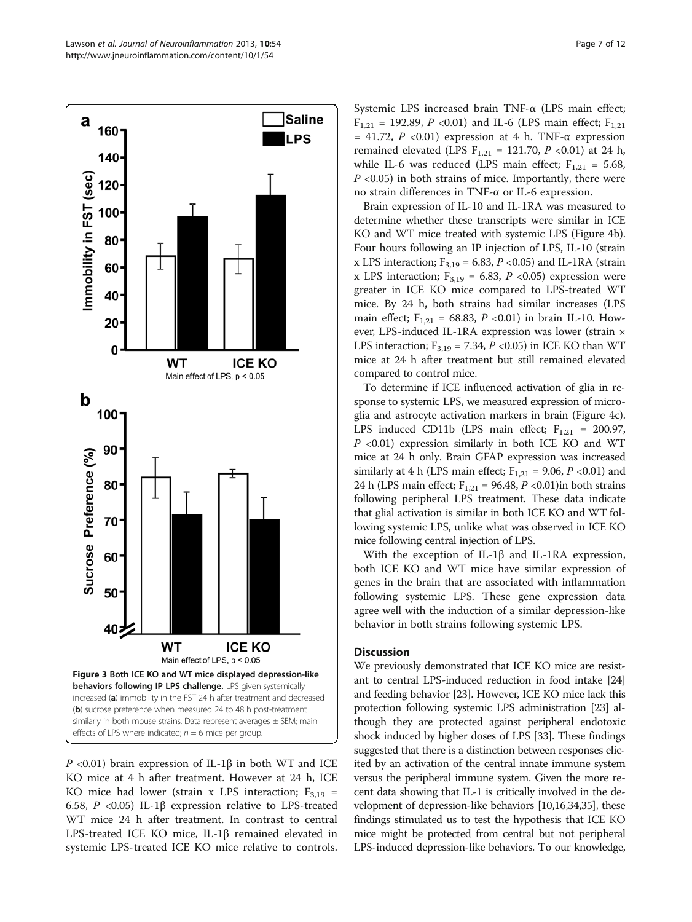a

Saline

LPS

Immobility in FST (sec)

160

140

120

100

80

60

40

20

0

WT

ICE KO

Main effect of LPS, p < 0.05

b

Sucrose Preference (%)

100

90

80

70

60

50

40

WT

ICE KO

Main effect of LPS, p < 0.05

**Figure 3 Both ICE KO and WT mice displayed depression-like behaviors following IP LPS challenge.** LPS given systemically increased (**a**) immobility in the FST 24 h after treatment and decreased (**b**) sucrose preference when measured 24 to 48 h post-treatment similarly in both mouse strains. Data represent averages ± SEM; main effects of LPS where indicated; $n = 6$ mice per group.

$P < 0.01$) brain expression of IL-1β in both WT and ICE KO mice at 4 h after treatment. However at 24 h, ICE KO mice had lower (strain x LPS interaction; $F_{3,19} = 6.58$, $P < 0.05$) IL-1β expression relative to LPS-treated WT mice 24 h after treatment. In contrast to central LPS-treated ICE KO mice, IL-1β remained elevated in systemic LPS-treated ICE KO mice relative to controls. Systemic LPS increased brain TNF-α (LPS main effect; $F_{1,21} = 192.89$, $P < 0.01$) and IL-6 (LPS main effect; $F_{1,21} = 41.72$, $P < 0.01$) expression at 4 h. TNF-α expression remained elevated (LPS $F_{1,21} = 121.70$, $P < 0.01$) at 24 h, while IL-6 was reduced (LPS main effect; $F_{1,21} = 5.68$, $P < 0.05$) in both strains of mice. Importantly, there were no strain differences in TNF-α or IL-6 expression.

Brain expression of IL-10 and IL-1RA was measured to determine whether these transcripts were similar in ICE KO and WT mice treated with systemic LPS (Figure 4b). Four hours following an IP injection of LPS, IL-10 (strain x LPS interaction; $F_{3,19} = 6.83$, $P < 0.05$) and IL-1RA (strain x LPS interaction; $F_{3,19} = 6.83$, $P < 0.05$) expression were greater in ICE KO mice compared to LPS-treated WT mice. By 24 h, both strains had similar increases (LPS main effect; $F_{1,21} = 68.83$, $P < 0.01$) in brain IL-10. However, LPS-induced IL-1RA expression was lower (strain × LPS interaction; $F_{3,19} = 7.34$, $P < 0.05$) in ICE KO than WT mice at 24 h after treatment but still remained elevated compared to control mice.

To determine if ICE influenced activation of glia in response to systemic LPS, we measured expression of microglia and astrocyte activation markers in brain (Figure 4c). LPS induced CD11b (LPS main effect; $F_{1,21} = 200.97$, $P < 0.01$) expression similarly in both ICE KO and WT mice at 24 h only. Brain GFAP expression was increased similarly at 4 h (LPS main effect; $F_{1,21} = 9.06$, $P < 0.01$) and 24 h (LPS main effect; $F_{1,21} = 96.48$, $P < 0.01$)in both strains following peripheral LPS treatment. These data indicate that glial activation is similar in both ICE KO and WT following systemic LPS, unlike what was observed in ICE KO mice following central injection of LPS.

With the exception of IL-1β and IL-1RA expression, both ICE KO and WT mice have similar expression of genes in the brain that are associated with inflammation following systemic LPS. These gene expression data agree well with the induction of a similar depression-like behavior in both strains following systemic LPS.

## Discussion

We previously demonstrated that ICE KO mice are resistant to central LPS-induced reduction in food intake [24] and feeding behavior [23]. However, ICE KO mice lack this protection following systemic LPS administration [23] although they are protected against peripheral endotoxic shock induced by higher doses of LPS [33]. These findings suggested that there is a distinction between responses elicited by an activation of the central innate immune system versus the peripheral immune system. Given the more recent data showing that IL-1 is critically involved in the development of depression-like behaviors [10,16,34,35], these findings stimulated us to test the hypothesis that ICE KO mice might be protected from central but not peripheral LPS-induced depression-like behaviors. To our knowledge,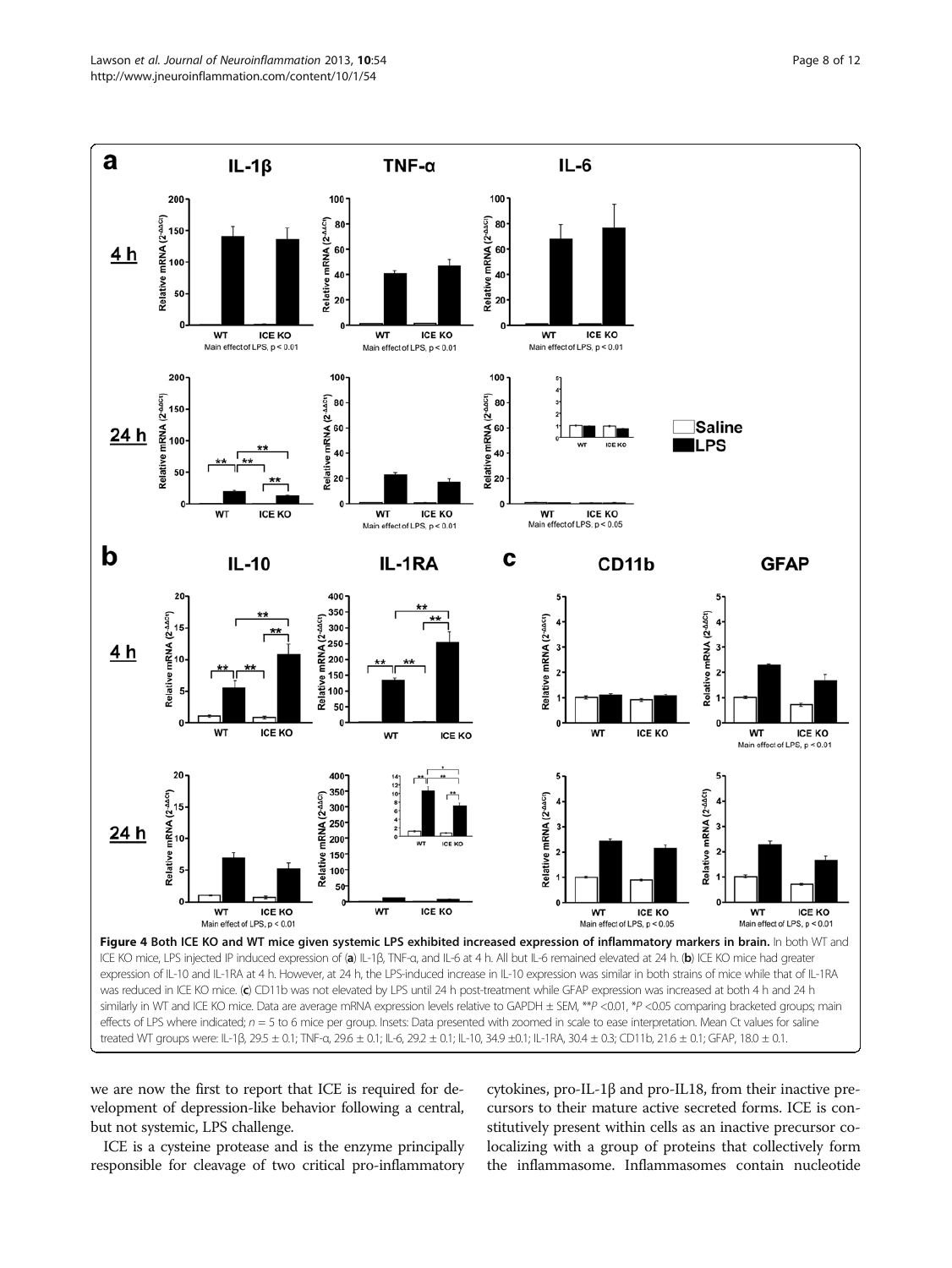a

IL-1β

TNF-α

IL-6

4 h

Relative mRNA ($2^{-\Delta\Delta Ct}$)

WT ICE KO

Main effect of LPS, p < 0.01

Main effect of LPS, p < 0.01

Main effect of LPS, p < 0.01

24 h

Main effect of LPS, p < 0.01

Main effect of LPS, p < 0.05

Saline

LPS

b

IL-10

IL-1RA

c

CD11b

GFAP

4 h

Main effect of LPS, p < 0.01

24 h

Main effect of LPS, p < 0.01

Main effect of LPS, p < 0.05

Main effect of LPS, p < 0.01

**Figure 4 Both ICE KO and WT mice given systemic LPS exhibited increased expression of inflammatory markers in brain.** In both WT and ICE KO mice, LPS injected IP induced expression of (**a**) IL-1β, TNF-α, and IL-6 at 4 h. All but IL-6 remained elevated at 24 h. (**b**) ICE KO mice had greater expression of IL-10 and IL-1RA at 4 h. However, at 24 h, the LPS-induced increase in IL-10 expression was similar in both strains of mice while that of IL-1RA was reduced in ICE KO mice. (**c**) CD11b was not elevated by LPS until 24 h post-treatment while GFAP expression was increased at both 4 h and 24 h similarly in WT and ICE KO mice. Data are average mRNA expression levels relative to GAPDH ± SEM, ***P* <0.01, **P* <0.05 comparing bracketed groups; main effects of LPS where indicated; *n* = 5 to 6 mice per group. Insets: Data presented with zoomed in scale to ease interpretation. Mean Ct values for saline treated WT groups were: IL-1β, 29.5 ± 0.1; TNF-α, 29.6 ± 0.1; IL-6, 29.2 ± 0.1; IL-10, 34.9 ±0.1; IL-1RA, 30.4 ± 0.3; CD11b, 21.6 ± 0.1; GFAP, 18.0 ± 0.1.

we are now the first to report that ICE is required for development of depression-like behavior following a central, but not systemic, LPS challenge.

ICE is a cysteine protease and is the enzyme principally responsible for cleavage of two critical pro-inflammatory cytokines, pro-IL-1β and pro-IL18, from their inactive precursors to their mature active secreted forms. ICE is constitutively present within cells as an inactive precursor co-localizing with a group of proteins that collectively form the inflammasome. Inflammasomes contain nucleotide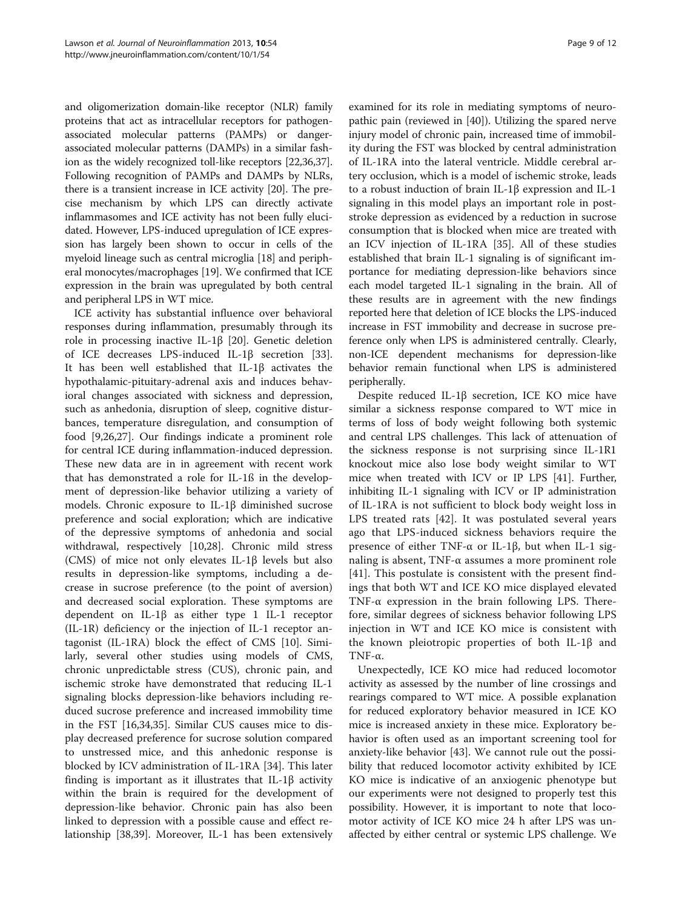and oligomerization domain-like receptor (NLR) family proteins that act as intracellular receptors for pathogen-associated molecular patterns (PAMPs) or danger-associated molecular patterns (DAMPs) in a similar fashion as the widely recognized toll-like receptors [22,36,37]. Following recognition of PAMPs and DAMPs by NLRs, there is a transient increase in ICE activity [20]. The precise mechanism by which LPS can directly activate inflammasomes and ICE activity has not been fully elucidated. However, LPS-induced upregulation of ICE expression has largely been shown to occur in cells of the myeloid lineage such as central microglia [18] and peripheral monocytes/macrophages [19]. We confirmed that ICE expression in the brain was upregulated by both central and peripheral LPS in WT mice.

ICE activity has substantial influence over behavioral responses during inflammation, presumably through its role in processing inactive IL-1β [20]. Genetic deletion of ICE decreases LPS-induced IL-1β secretion [33]. It has been well established that IL-1β activates the hypothalamic-pituitary-adrenal axis and induces behavioral changes associated with sickness and depression, such as anhedonia, disruption of sleep, cognitive disturbances, temperature disregulation, and consumption of food [9,26,27]. Our findings indicate a prominent role for central ICE during inflammation-induced depression. These new data are in in agreement with recent work that has demonstrated a role for IL-1ß in the development of depression-like behavior utilizing a variety of models. Chronic exposure to IL-1β diminished sucrose preference and social exploration; which are indicative of the depressive symptoms of anhedonia and social withdrawal, respectively [10,28]. Chronic mild stress (CMS) of mice not only elevates IL-1β levels but also results in depression-like symptoms, including a decrease in sucrose preference (to the point of aversion) and decreased social exploration. These symptoms are dependent on IL-1β as either type 1 IL-1 receptor (IL-1R) deficiency or the injection of IL-1 receptor antagonist (IL-1RA) block the effect of CMS [10]. Similarly, several other studies using models of CMS, chronic unpredictable stress (CUS), chronic pain, and ischemic stroke have demonstrated that reducing IL-1 signaling blocks depression-like behaviors including reduced sucrose preference and increased immobility time in the FST [16,34,35]. Similar CUS causes mice to display decreased preference for sucrose solution compared to unstressed mice, and this anhedonic response is blocked by ICV administration of IL-1RA [34]. This later finding is important as it illustrates that IL-1β activity within the brain is required for the development of depression-like behavior. Chronic pain has also been linked to depression with a possible cause and effect relationship [38,39]. Moreover, IL-1 has been extensively examined for its role in mediating symptoms of neuropathic pain (reviewed in [40]). Utilizing the spared nerve injury model of chronic pain, increased time of immobility during the FST was blocked by central administration of IL-1RA into the lateral ventricle. Middle cerebral artery occlusion, which is a model of ischemic stroke, leads to a robust induction of brain IL-1β expression and IL-1 signaling in this model plays an important role in post-stroke depression as evidenced by a reduction in sucrose consumption that is blocked when mice are treated with an ICV injection of IL-1RA [35]. All of these studies established that brain IL-1 signaling is of significant importance for mediating depression-like behaviors since each model targeted IL-1 signaling in the brain. All of these results are in agreement with the new findings reported here that deletion of ICE blocks the LPS-induced increase in FST immobility and decrease in sucrose preference only when LPS is administered centrally. Clearly, non-ICE dependent mechanisms for depression-like behavior remain functional when LPS is administered peripherally.

Despite reduced IL-1β secretion, ICE KO mice have similar a sickness response compared to WT mice in terms of loss of body weight following both systemic and central LPS challenges. This lack of attenuation of the sickness response is not surprising since IL-1R1 knockout mice also lose body weight similar to WT mice when treated with ICV or IP LPS [41]. Further, inhibiting IL-1 signaling with ICV or IP administration of IL-1RA is not sufficient to block body weight loss in LPS treated rats [42]. It was postulated several years ago that LPS-induced sickness behaviors require the presence of either TNF-α or IL-1β, but when IL-1 signaling is absent, TNF-α assumes a more prominent role [41]. This postulate is consistent with the present findings that both WT and ICE KO mice displayed elevated TNF-α expression in the brain following LPS. Therefore, similar degrees of sickness behavior following LPS injection in WT and ICE KO mice is consistent with the known pleiotropic properties of both IL-1β and TNF-α.

Unexpectedly, ICE KO mice had reduced locomotor activity as assessed by the number of line crossings and rearings compared to WT mice. A possible explanation for reduced exploratory behavior measured in ICE KO mice is increased anxiety in these mice. Exploratory behavior is often used as an important screening tool for anxiety-like behavior [43]. We cannot rule out the possibility that reduced locomotor activity exhibited by ICE KO mice is indicative of an anxiogenic phenotype but our experiments were not designed to properly test this possibility. However, it is important to note that locomotor activity of ICE KO mice 24 h after LPS was unaffected by either central or systemic LPS challenge. We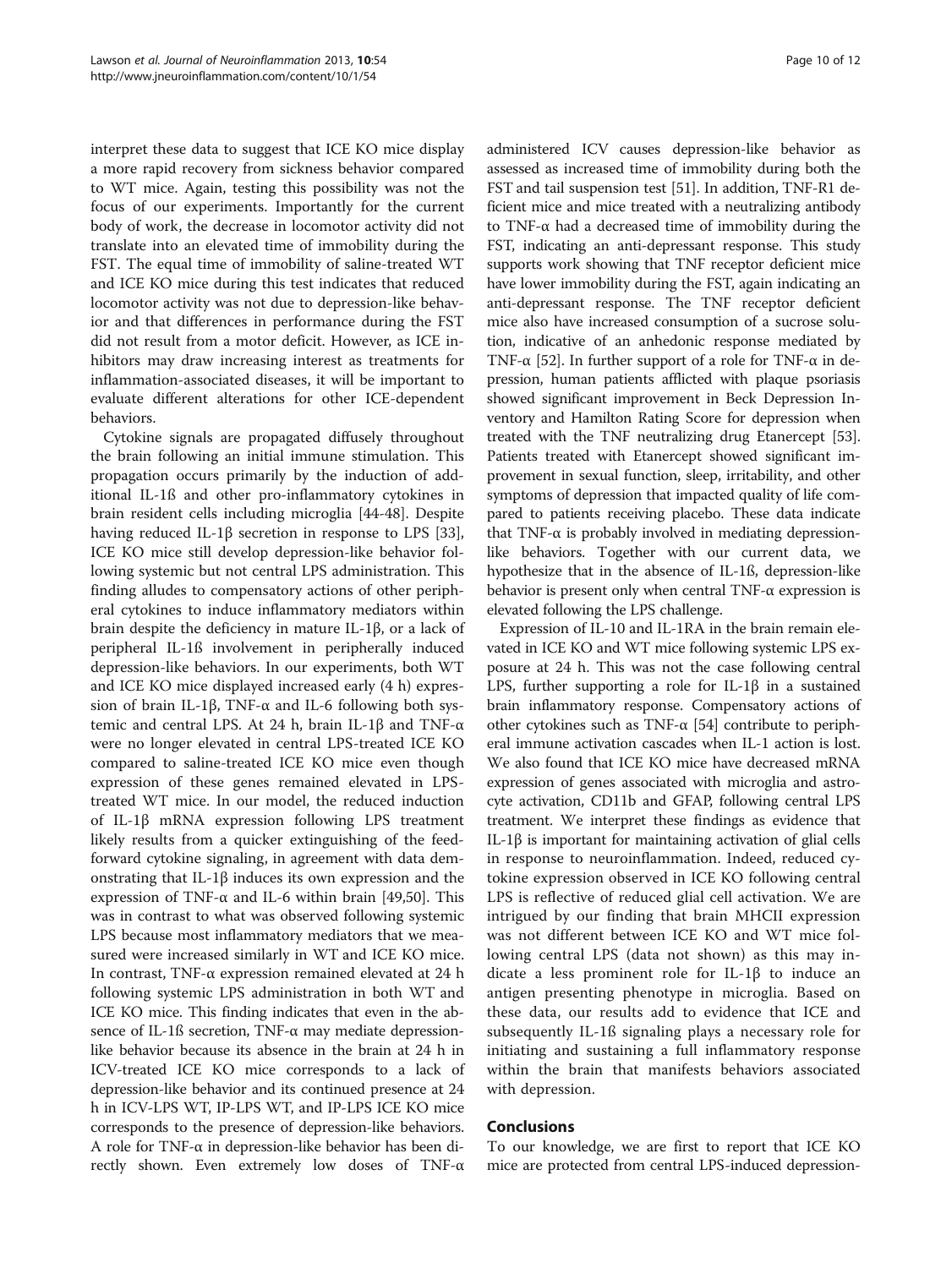interpret these data to suggest that ICE KO mice display a more rapid recovery from sickness behavior compared to WT mice. Again, testing this possibility was not the focus of our experiments. Importantly for the current body of work, the decrease in locomotor activity did not translate into an elevated time of immobility during the FST. The equal time of immobility of saline-treated WT and ICE KO mice during this test indicates that reduced locomotor activity was not due to depression-like behavior and that differences in performance during the FST did not result from a motor deficit. However, as ICE inhibitors may draw increasing interest as treatments for inflammation-associated diseases, it will be important to evaluate different alterations for other ICE-dependent behaviors.

Cytokine signals are propagated diffusely throughout the brain following an initial immune stimulation. This propagation occurs primarily by the induction of additional IL-1ß and other pro-inflammatory cytokines in brain resident cells including microglia [44-48]. Despite having reduced IL-1β secretion in response to LPS [33], ICE KO mice still develop depression-like behavior following systemic but not central LPS administration. This finding alludes to compensatory actions of other peripheral cytokines to induce inflammatory mediators within brain despite the deficiency in mature IL-1β, or a lack of peripheral IL-1ß involvement in peripherally induced depression-like behaviors. In our experiments, both WT and ICE KO mice displayed increased early (4 h) expression of brain IL-1β, TNF-α and IL-6 following both systemic and central LPS. At 24 h, brain IL-1β and TNF-α were no longer elevated in central LPS-treated ICE KO compared to saline-treated ICE KO mice even though expression of these genes remained elevated in LPS-treated WT mice. In our model, the reduced induction of IL-1β mRNA expression following LPS treatment likely results from a quicker extinguishing of the feed-forward cytokine signaling, in agreement with data demonstrating that IL-1β induces its own expression and the expression of TNF-α and IL-6 within brain [49,50]. This was in contrast to what was observed following systemic LPS because most inflammatory mediators that we measured were increased similarly in WT and ICE KO mice. In contrast, TNF-α expression remained elevated at 24 h following systemic LPS administration in both WT and ICE KO mice. This finding indicates that even in the absence of IL-1ß secretion, TNF-α may mediate depression-like behavior because its absence in the brain at 24 h in ICV-treated ICE KO mice corresponds to a lack of depression-like behavior and its continued presence at 24 h in ICV-LPS WT, IP-LPS WT, and IP-LPS ICE KO mice corresponds to the presence of depression-like behaviors. A role for TNF-α in depression-like behavior has been directly shown. Even extremely low doses of TNF-α administered ICV causes depression-like behavior as assessed as increased time of immobility during both the FST and tail suspension test [51]. In addition, TNF-R1 deficient mice and mice treated with a neutralizing antibody to TNF-α had a decreased time of immobility during the FST, indicating an anti-depressant response. This study supports work showing that TNF receptor deficient mice have lower immobility during the FST, again indicating an anti-depressant response. The TNF receptor deficient mice also have increased consumption of a sucrose solution, indicative of an anhedonic response mediated by TNF-α [52]. In further support of a role for TNF-α in depression, human patients afflicted with plaque psoriasis showed significant improvement in Beck Depression Inventory and Hamilton Rating Score for depression when treated with the TNF neutralizing drug Etanercept [53]. Patients treated with Etanercept showed significant improvement in sexual function, sleep, irritability, and other symptoms of depression that impacted quality of life compared to patients receiving placebo. These data indicate that TNF-α is probably involved in mediating depression-like behaviors. Together with our current data, we hypothesize that in the absence of IL-1ß, depression-like behavior is present only when central TNF-α expression is elevated following the LPS challenge.

Expression of IL-10 and IL-1RA in the brain remain elevated in ICE KO and WT mice following systemic LPS exposure at 24 h. This was not the case following central LPS, further supporting a role for IL-1β in a sustained brain inflammatory response. Compensatory actions of other cytokines such as TNF-α [54] contribute to peripheral immune activation cascades when IL-1 action is lost. We also found that ICE KO mice have decreased mRNA expression of genes associated with microglia and astrocyte activation, CD11b and GFAP, following central LPS treatment. We interpret these findings as evidence that IL-1β is important for maintaining activation of glial cells in response to neuroinflammation. Indeed, reduced cytokine expression observed in ICE KO following central LPS is reflective of reduced glial cell activation. We are intrigued by our finding that brain MHCII expression was not different between ICE KO and WT mice following central LPS (data not shown) as this may indicate a less prominent role for IL-1β to induce an antigen presenting phenotype in microglia. Based on these data, our results add to evidence that ICE and subsequently IL-1ß signaling plays a necessary role for initiating and sustaining a full inflammatory response within the brain that manifests behaviors associated with depression.

## Conclusions

To our knowledge, we are first to report that ICE KO mice are protected from central LPS-induced depression-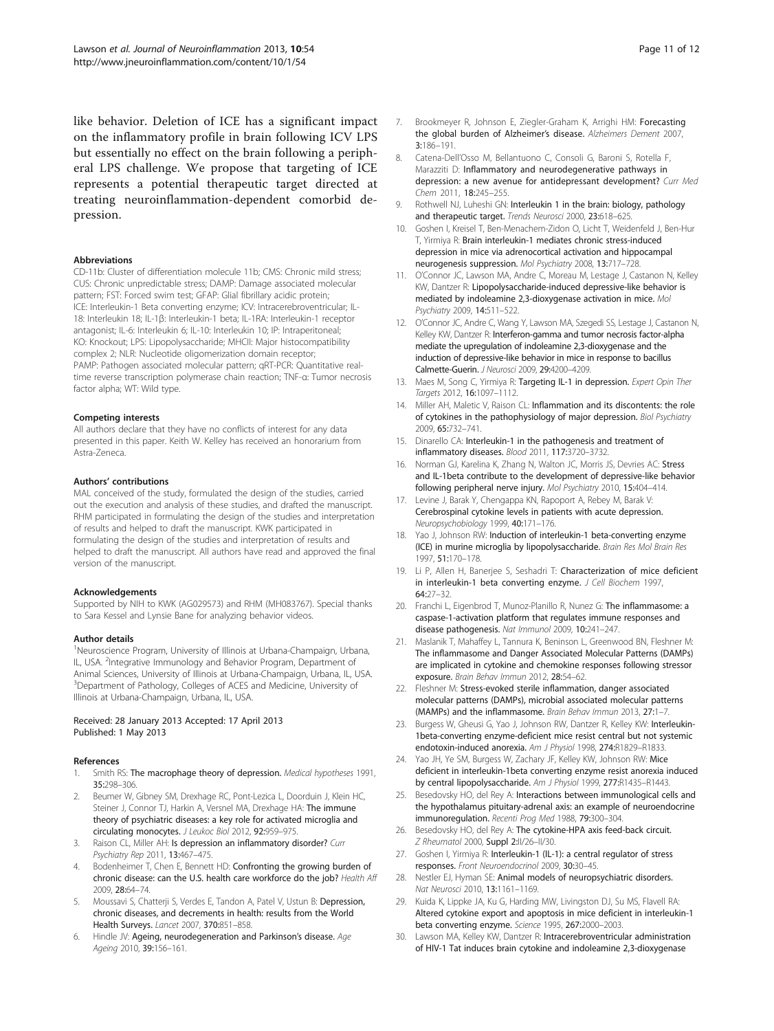like behavior. Deletion of ICE has a significant impact on the inflammatory profile in brain following ICV LPS but essentially no effect on the brain following a peripheral LPS challenge. We propose that targeting of ICE represents a potential therapeutic target directed at treating neuroinflammation-dependent comorbid depression.

#### Abbreviations

CD-11b: Cluster of differentiation molecule 11b; CMS: Chronic mild stress; CUS: Chronic unpredictable stress; DAMP: Damage associated molecular pattern; FST: Forced swim test; GFAP: Glial fibrillary acidic protein; ICE: Interleukin-1 Beta converting enzyme; ICV: Intracerebroventricular; IL-18: Interleukin 18; IL-1β: Interleukin-1 beta; IL-1RA: Interleukin-1 receptor antagonist; IL-6: Interleukin 6; IL-10: Interleukin 10; IP: Intraperitoneal; KO: Knockout; LPS: Lipopolysaccharide; MHCII: Major histocompatibility complex 2; NLR: Nucleotide oligomerization domain receptor; PAMP: Pathogen associated molecular pattern; qRT-PCR: Quantitative real-time reverse transcription polymerase chain reaction; TNF-α: Tumor necrosis factor alpha; WT: Wild type.

#### Competing interests

All authors declare that they have no conflicts of interest for any data presented in this paper. Keith W. Kelley has received an honorarium from Astra-Zeneca.

#### Authors' contributions

MAL conceived of the study, formulated the design of the studies, carried out the execution and analysis of these studies, and drafted the manuscript. RHM participated in formulating the design of the studies and interpretation of results and helped to draft the manuscript. KWK participated in formulating the design of the studies and interpretation of results and helped to draft the manuscript. All authors have read and approved the final version of the manuscript.

#### Acknowledgements

Supported by NIH to KWK (AG029573) and RHM (MH083767). Special thanks to Sara Kessel and Lynsie Bane for analyzing behavior videos.

#### Author details

[1]Neuroscience Program, University of Illinois at Urbana-Champaign, Urbana, IL, USA. [2]Integrative Immunology and Behavior Program, Department of Animal Sciences, University of Illinois at Urbana-Champaign, Urbana, IL, USA. [3]Department of Pathology, Colleges of ACES and Medicine, University of Illinois at Urbana-Champaign, Urbana, IL, USA.

Received: 28 January 2013 Accepted: 17 April 2013
Published: 1 May 2013

#### References

1. Smith RS: **The macrophage theory of depression.** *Medical hypotheses* 1991, **35:**298–306.
2. Beumer W, Gibney SM, Drexhage RC, Pont-Lezica L, Doorduin J, Klein HC, Steiner J, Connor TJ, Harkin A, Versnel MA, Drexhage HA: **The immune theory of psychiatric diseases: a key role for activated microglia and circulating monocytes.** *J Leukoc Biol* 2012, **92:**959–975.
3. Raison CL, Miller AH: **Is depression an inflammatory disorder?** *Curr Psychiatry Rep* 2011, **13:**467–475.
4. Bodenheimer T, Chen E, Bennett HD: **Confronting the growing burden of chronic disease: can the U.S. health care workforce do the job?** *Health Aff* 2009, **28:**64–74.
5. Moussavi S, Chatterji S, Verdes E, Tandon A, Patel V, Ustun B: **Depression, chronic diseases, and decrements in health: results from the World Health Surveys.** *Lancet* 2007, **370:**851–858.
6. Hindle JV: **Ageing, neurodegeneration and Parkinson's disease.** *Age Ageing* 2010, **39:**156–161.
7. Brookmeyer R, Johnson E, Ziegler-Graham K, Arrighi HM: **Forecasting the global burden of Alzheimer's disease.** *Alzheimers Dement* 2007, **3:**186–191.
8. Catena-Dell'Osso M, Bellantuono C, Consoli G, Baroni S, Rotella F, Marazziti D: **Inflammatory and neurodegenerative pathways in depression: a new avenue for antidepressant development?** *Curr Med Chem* 2011, **18:**245–255.
9. Rothwell NJ, Luheshi GN: **Interleukin 1 in the brain: biology, pathology and therapeutic target.** *Trends Neurosci* 2000, **23:**618–625.
10. Goshen I, Kreisel T, Ben-Menachem-Zidon O, Licht T, Weidenfeld J, Ben-Hur T, Yirmiya R: **Brain interleukin-1 mediates chronic stress-induced depression in mice via adrenocortical activation and hippocampal neurogenesis suppression.** *Mol Psychiatry* 2008, **13:**717–728.
11. O'Connor JC, Lawson MA, Andre C, Moreau M, Lestage J, Castanon N, Kelley KW, Dantzer R: **Lipopolysaccharide-induced depressive-like behavior is mediated by indoleamine 2,3-dioxygenase activation in mice.** *Mol Psychiatry* 2009, **14:**511–522.
12. O'Connor JC, Andre C, Wang Y, Lawson MA, Szegedi SS, Lestage J, Castanon N, Kelley KW, Dantzer R: **Interferon-gamma and tumor necrosis factor-alpha mediate the upregulation of indoleamine 2,3-dioxygenase and the induction of depressive-like behavior in mice in response to bacillus Calmette-Guerin.** *J Neurosci* 2009, **29:**4200–4209.
13. Maes M, Song C, Yirmiya R: **Targeting IL-1 in depression.** *Expert Opin Ther Targets* 2012, **16:**1097–1112.
14. Miller AH, Maletic V, Raison CL: **Inflammation and its discontents: the role of cytokines in the pathophysiology of major depression.** *Biol Psychiatry* 2009, **65:**732–741.
15. Dinarello CA: **Interleukin-1 in the pathogenesis and treatment of inflammatory diseases.** *Blood* 2011, **117:**3720–3732.
16. Norman GJ, Karelina K, Zhang N, Walton JC, Morris JS, Devries AC: **Stress and IL-1beta contribute to the development of depressive-like behavior following peripheral nerve injury.** *Mol Psychiatry* 2010, **15:**404–414.
17. Levine J, Barak Y, Chengappa KN, Rapoport A, Rebey M, Barak V: **Cerebrospinal cytokine levels in patients with acute depression.** *Neuropsychobiology* 1999, **40:**171–176.
18. Yao J, Johnson RW: **Induction of interleukin-1 beta-converting enzyme (ICE) in murine microglia by lipopolysaccharide.** *Brain Res Mol Brain Res* 1997, **51:**170–178.
19. Li P, Allen H, Banerjee S, Seshadri T: **Characterization of mice deficient in interleukin-1 beta converting enzyme.** *J Cell Biochem* 1997, **64:**27–32.
20. Franchi L, Eigenbrod T, Munoz-Planillo R, Nunez G: **The inflammasome: a caspase-1-activation platform that regulates immune responses and disease pathogenesis.** *Nat Immunol* 2009, **10:**241–247.
21. Maslanik T, Mahaffey L, Tannura K, Beninson L, Greenwood BN, Fleshner M: **The inflammasome and Danger Associated Molecular Patterns (DAMPs) are implicated in cytokine and chemokine responses following stressor exposure.** *Brain Behav Immun* 2012, **28:**54–62.
22. Fleshner M: **Stress-evoked sterile inflammation, danger associated molecular patterns (DAMPs), microbial associated molecular patterns (MAMPs) and the inflammasome.** *Brain Behav Immun* 2013, **27:**1–7.
23. Burgess W, Gheusi G, Yao J, Johnson RW, Dantzer R, Kelley KW: **Interleukin-1beta-converting enzyme-deficient mice resist central but not systemic endotoxin-induced anorexia.** *Am J Physiol* 1998, **274:**R1829–R1833.
24. Yao JH, Ye SM, Burgess W, Zachary JF, Kelley KW, Johnson RW: **Mice deficient in interleukin-1beta converting enzyme resist anorexia induced by central lipopolysaccharide.** *Am J Physiol* 1999, **277:**R1435–R1443.
25. Besedovsky HO, del Rey A: **Interactions between immunological cells and the hypothalamus pituitary-adrenal axis: an example of neuroendocrine immunoregulation.** *Recenti Prog Med* 1988, **79:**300–304.
26. Besedovsky HO, del Rey A: **The cytokine-HPA axis feed-back circuit.** *Z Rheumatol* 2000, **Suppl 2:**II/26–II/30.
27. Goshen I, Yirmiya R: **Interleukin-1 (IL-1): a central regulator of stress responses.** *Front Neuroendocrinol* 2009, **30:**30–45.
28. Nestler EJ, Hyman SE: **Animal models of neuropsychiatric disorders.** *Nat Neurosci* 2010, **13:**1161–1169.
29. Kuida K, Lippke JA, Ku G, Harding MW, Livingston DJ, Su MS, Flavell RA: **Altered cytokine export and apoptosis in mice deficient in interleukin-1 beta converting enzyme.** *Science* 1995, **267:**2000–2003.
30. Lawson MA, Kelley KW, Dantzer R: **Intracerebroventricular administration of HIV-1 Tat induces brain cytokine and indoleamine 2,3-dioxygenase**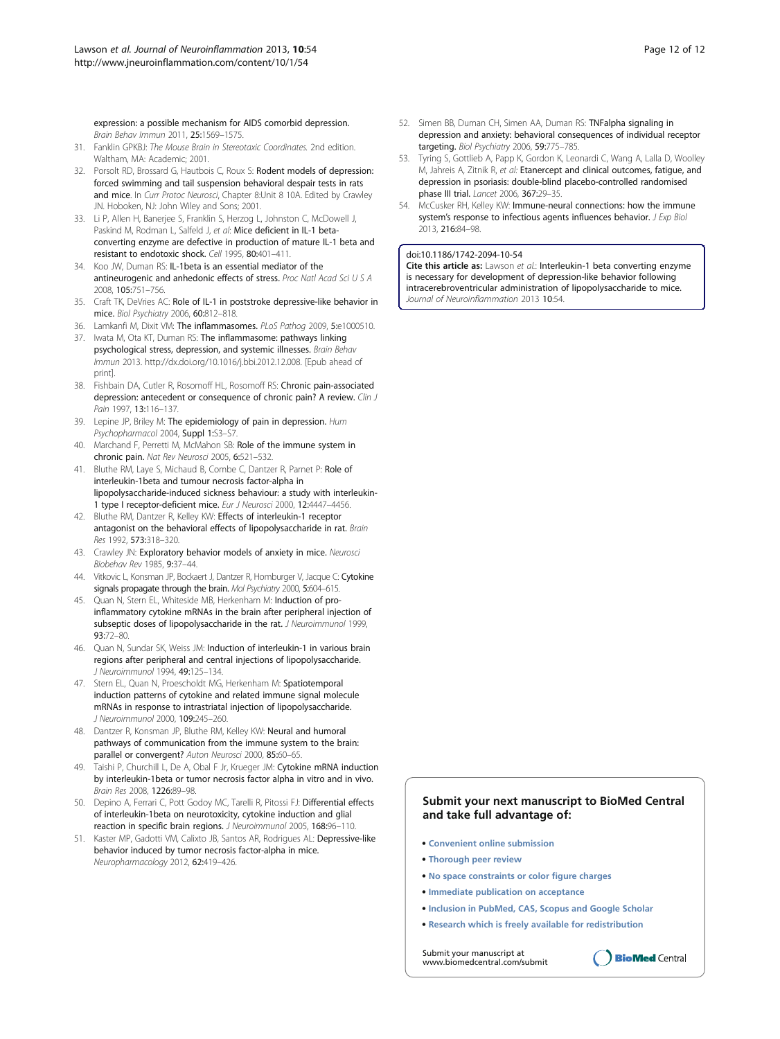expression: a possible mechanism for AIDS comorbid depression. *Brain Behav Immun* 2011, **25:**1569–1575.

31. Fanklin GPKBJ: *The Mouse Brain in Stereotaxic Coordinates.* 2nd edition. Waltham, MA: Academic; 2001.
32. Porsolt RD, Brossard G, Hautbois C, Roux S: **Rodent models of depression: forced swimming and tail suspension behavioral despair tests in rats and mice.** In *Curr Protoc Neurosci*, Chapter 8:Unit 8 10A. Edited by Crawley JN. Hoboken, NJ: John Wiley and Sons; 2001.
33. Li P, Allen H, Banerjee S, Franklin S, Herzog L, Johnston C, McDowell J, Paskind M, Rodman L, Salfeld J, *et al*: **Mice deficient in IL-1 beta-converting enzyme are defective in production of mature IL-1 beta and resistant to endotoxic shock.** *Cell* 1995, **80:**401–411.
34. Koo JW, Duman RS: **IL-1beta is an essential mediator of the antineurogenic and anhedonic effects of stress.** *Proc Natl Acad Sci U S A* 2008, **105:**751–756.
35. Craft TK, DeVries AC: **Role of IL-1 in poststroke depressive-like behavior in mice.** *Biol Psychiatry* 2006, **60:**812–818.
36. Lamkanfi M, Dixit VM: **The inflammasomes.** *PLoS Pathog* 2009, **5:**e1000510.
37. Iwata M, Ota KT, Duman RS: **The inflammasome: pathways linking psychological stress, depression, and systemic illnesses.** *Brain Behav Immun* 2013. http://dx.doi.org/10.1016/j.bbi.2012.12.008. [Epub ahead of print].
38. Fishbain DA, Cutler R, Rosomoff HL, Rosomoff RS: **Chronic pain-associated depression: antecedent or consequence of chronic pain? A review.** *Clin J Pain* 1997, **13:**116–137.
39. Lepine JP, Briley M: **The epidemiology of pain in depression.** *Hum Psychopharmacol* 2004, **Suppl 1:**S3–S7.
40. Marchand F, Perretti M, McMahon SB: **Role of the immune system in chronic pain.** *Nat Rev Neurosci* 2005, **6:**521–532.
41. Bluthe RM, Laye S, Michaud B, Combe C, Dantzer R, Parnet P: **Role of interleukin-1beta and tumour necrosis factor-alpha in lipopolysaccharide-induced sickness behaviour: a study with interleukin-1 type I receptor-deficient mice.** *Eur J Neurosci* 2000, **12:**4447–4456.
42. Bluthe RM, Dantzer R, Kelley KW: **Effects of interleukin-1 receptor antagonist on the behavioral effects of lipopolysaccharide in rat.** *Brain Res* 1992, **573:**318–320.
43. Crawley JN: **Exploratory behavior models of anxiety in mice.** *Neurosci Biobehav Rev* 1985, **9:**37–44.
44. Vitkovic L, Konsman JP, Bockaert J, Dantzer R, Homburger V, Jacque C: **Cytokine signals propagate through the brain.** *Mol Psychiatry* 2000, **5:**604–615.
45. Quan N, Stern EL, Whiteside MB, Herkenham M: **Induction of pro-inflammatory cytokine mRNAs in the brain after peripheral injection of subseptic doses of lipopolysaccharide in the rat.** *J Neuroimmunol* 1999, **93:**72–80.
46. Quan N, Sundar SK, Weiss JM: **Induction of interleukin-1 in various brain regions after peripheral and central injections of lipopolysaccharide.** *J Neuroimmunol* 1994, **49:**125–134.
47. Stern EL, Quan N, Proescholdt MG, Herkenham M: **Spatiotemporal induction patterns of cytokine and related immune signal molecule mRNAs in response to intrastriatal injection of lipopolysaccharide.** *J Neuroimmunol* 2000, **109:**245–260.
48. Dantzer R, Konsman JP, Bluthe RM, Kelley KW: **Neural and humoral pathways of communication from the immune system to the brain: parallel or convergent?** *Auton Neurosci* 2000, **85:**60–65.
49. Taishi P, Churchill L, De A, Obal F Jr, Krueger JM: **Cytokine mRNA induction by interleukin-1beta or tumor necrosis factor alpha in vitro and in vivo.** *Brain Res* 2008, **1226:**89–98.
50. Depino A, Ferrari C, Pott Godoy MC, Tarelli R, Pitossi FJ: **Differential effects of interleukin-1beta on neurotoxicity, cytokine induction and glial reaction in specific brain regions.** *J Neuroimmunol* 2005, **168:**96–110.
51. Kaster MP, Gadotti VM, Calixto JB, Santos AR, Rodrigues AL: **Depressive-like behavior induced by tumor necrosis factor-alpha in mice.** *Neuropharmacology* 2012, **62:**419–426.
52. Simen BB, Duman CH, Simen AA, Duman RS: **TNFalpha signaling in depression and anxiety: behavioral consequences of individual receptor targeting.** *Biol Psychiatry* 2006, **59:**775–785.
53. Tyring S, Gottlieb A, Papp K, Gordon K, Leonardi C, Wang A, Lalla D, Woolley M, Jahreis A, Zitnik R, *et al*: **Etanercept and clinical outcomes, fatigue, and depression in psoriasis: double-blind placebo-controlled randomised phase III trial.** *Lancet* 2006, **367:**29–35.
54. McCusker RH, Kelley KW: **Immune-neural connections: how the immune system's response to infectious agents influences behavior.** *J Exp Biol* 2013, **216:**84–98.

doi:10.1186/1742-2094-10-54

**Cite this article as:** Lawson *et al.*: Interleukin-1 beta converting enzyme is necessary for development of depression-like behavior following intracerebroventricular administration of lipopolysaccharide to mice. *Journal of Neuroinflammation* 2013 **10**:54.

**Submit your next manuscript to BioMed Central and take full advantage of:**

- **Convenient online submission**
- **Thorough peer review**
- **No space constraints or color figure charges**
- **Immediate publication on acceptance**
- **Inclusion in PubMed, CAS, Scopus and Google Scholar**
- **Research which is freely available for redistribution**

Submit your manuscript at www.biomedcentral.com/submit

BioMed Central